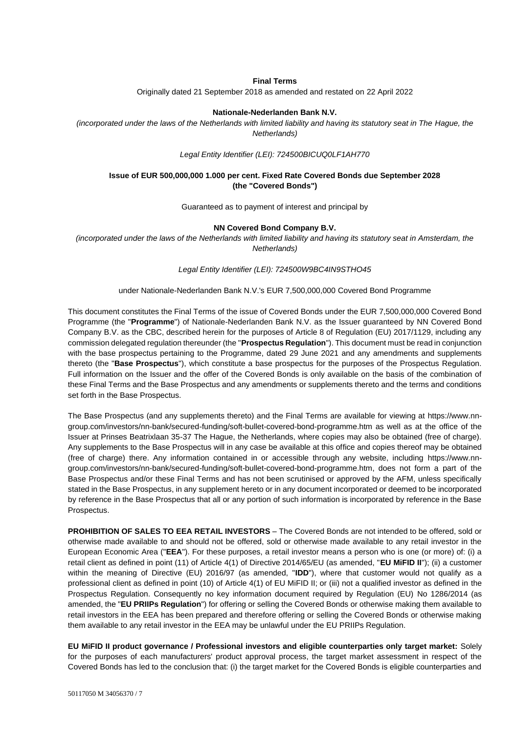**Final Terms**

Originally dated 21 September 2018 as amended and restated on 22 April 2022

**Nationale-Nederlanden Bank N.V.**

*(incorporated under the laws of the Netherlands with limited liability and having its statutory seat in The Hague, the Netherlands)*

*Legal Entity Identifier (LEI): 724500BICUQ0LF1AH770*

**Issue of EUR 500,000,000 1.000 per cent. Fixed Rate Covered Bonds due September 2028 (the "Covered Bonds")**

Guaranteed as to payment of interest and principal by

**NN Covered Bond Company B.V.**

*(incorporated under the laws of the Netherlands with limited liability and having its statutory seat in Amsterdam, the Netherlands)*

*Legal Entity Identifier (LEI): 724500W9BC4IN9STHO45*

under Nationale-Nederlanden Bank N.V.'s EUR 7,500,000,000 Covered Bond Programme

This document constitutes the Final Terms of the issue of Covered Bonds under the EUR 7,500,000,000 Covered Bond Programme (the "**Programme**") of Nationale-Nederlanden Bank N.V. as the Issuer guaranteed by NN Covered Bond Company B.V. as the CBC, described herein for the purposes of Article 8 of Regulation (EU) 2017/1129, including any commission delegated regulation thereunder (the "**Prospectus Regulation**"). This document must be read in conjunction with the base prospectus pertaining to the Programme, dated 29 June 2021 and any amendments and supplements thereto (the "**Base Prospectus**"), which constitute a base prospectus for the purposes of the Prospectus Regulation. Full information on the Issuer and the offer of the Covered Bonds is only available on the basis of the combination of these Final Terms and the Base Prospectus and any amendments or supplements thereto and the terms and conditions set forth in the Base Prospectus.

The Base Prospectus (and any supplements thereto) and the Final Terms are available for viewing at https://www.nn-group.com/investors/nn-bank/secured-funding/soft-bullet-covered-bond-programme.htm as well as at the office of the Issuer at Prinses Beatrixlaan 35-37 The Hague, the Netherlands, where copies may also be obtained (free of charge). Any supplements to the Base Prospectus will in any case be available at this office and copies thereof may be obtained (free of charge) there. Any information contained in or accessible through any website, including https://www.nn-group.com/investors/nn-bank/secured-funding/soft-bullet-covered-bond-programme.htm, does not form a part of the Base Prospectus and/or these Final Terms and has not been scrutinised or approved by the AFM, unless specifically stated in the Base Prospectus, in any supplement hereto or in any document incorporated or deemed to be incorporated by reference in the Base Prospectus that all or any portion of such information is incorporated by reference in the Base Prospectus.

**PROHIBITION OF SALES TO EEA RETAIL INVESTORS** – The Covered Bonds are not intended to be offered, sold or otherwise made available to and should not be offered, sold or otherwise made available to any retail investor in the European Economic Area ("**EEA**"). For these purposes, a retail investor means a person who is one (or more) of: (i) a retail client as defined in point (11) of Article 4(1) of Directive 2014/65/EU (as amended, "**EU MiFID II**"); (ii) a customer within the meaning of Directive (EU) 2016/97 (as amended, "**IDD**"), where that customer would not qualify as a professional client as defined in point (10) of Article 4(1) of EU MiFID II; or (iii) not a qualified investor as defined in the Prospectus Regulation. Consequently no key information document required by Regulation (EU) No 1286/2014 (as amended, the "**EU PRIIPs Regulation**") for offering or selling the Covered Bonds or otherwise making them available to retail investors in the EEA has been prepared and therefore offering or selling the Covered Bonds or otherwise making them available to any retail investor in the EEA may be unlawful under the EU PRIIPs Regulation.

**EU MiFID II product governance / Professional investors and eligible counterparties only target market:** Solely for the purposes of each manufacturers' product approval process, the target market assessment in respect of the Covered Bonds has led to the conclusion that: (i) the target market for the Covered Bonds is eligible counterparties and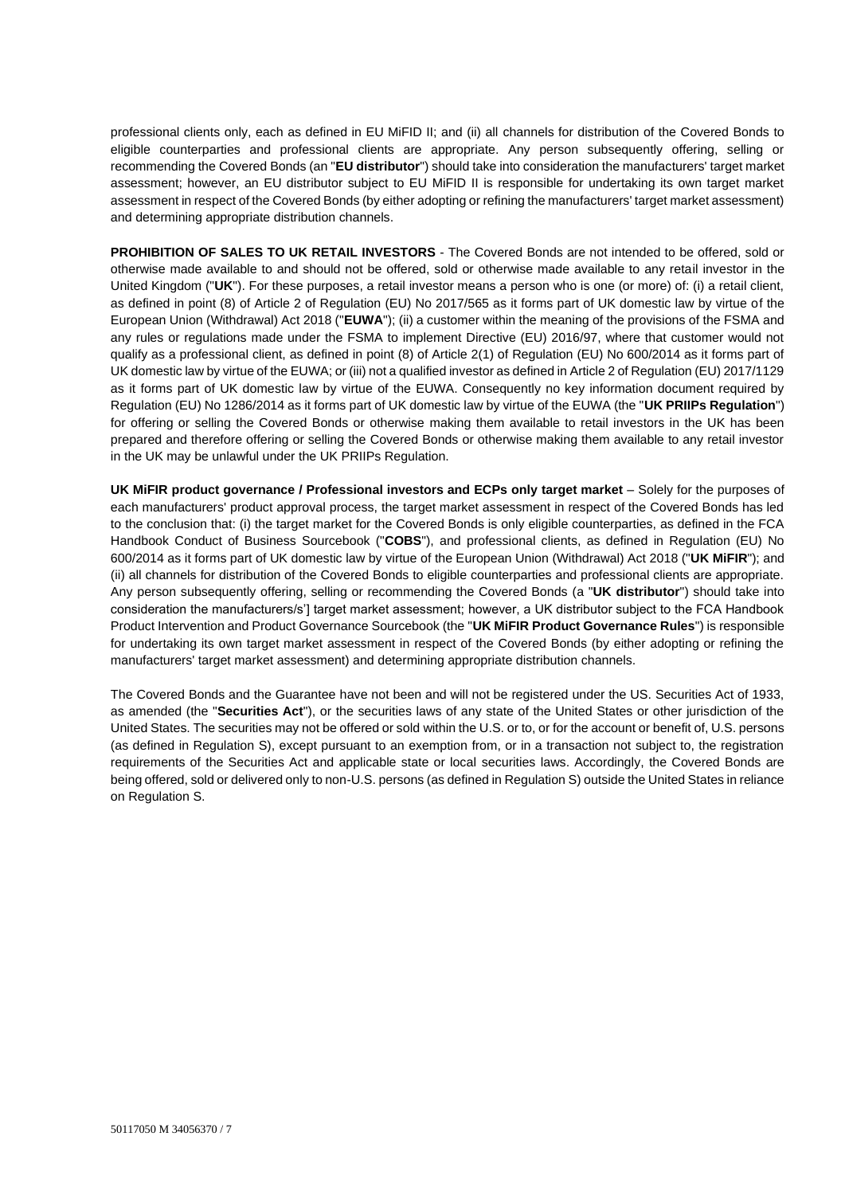professional clients only, each as defined in EU MiFID II; and (ii) all channels for distribution of the Covered Bonds to eligible counterparties and professional clients are appropriate. Any person subsequently offering, selling or recommending the Covered Bonds (an "**EU distributor**") should take into consideration the manufacturers' target market assessment; however, an EU distributor subject to EU MiFID II is responsible for undertaking its own target market assessment in respect of the Covered Bonds (by either adopting or refining the manufacturers' target market assessment) and determining appropriate distribution channels.

**PROHIBITION OF SALES TO UK RETAIL INVESTORS** - The Covered Bonds are not intended to be offered, sold or otherwise made available to and should not be offered, sold or otherwise made available to any retail investor in the United Kingdom ("**UK**"). For these purposes, a retail investor means a person who is one (or more) of: (i) a retail client, as defined in point (8) of Article 2 of Regulation (EU) No 2017/565 as it forms part of UK domestic law by virtue of the European Union (Withdrawal) Act 2018 ("**EUWA**"); (ii) a customer within the meaning of the provisions of the FSMA and any rules or regulations made under the FSMA to implement Directive (EU) 2016/97, where that customer would not qualify as a professional client, as defined in point (8) of Article 2(1) of Regulation (EU) No 600/2014 as it forms part of UK domestic law by virtue of the EUWA; or (iii) not a qualified investor as defined in Article 2 of Regulation (EU) 2017/1129 as it forms part of UK domestic law by virtue of the EUWA. Consequently no key information document required by Regulation (EU) No 1286/2014 as it forms part of UK domestic law by virtue of the EUWA (the "**UK PRIIPs Regulation**") for offering or selling the Covered Bonds or otherwise making them available to retail investors in the UK has been prepared and therefore offering or selling the Covered Bonds or otherwise making them available to any retail investor in the UK may be unlawful under the UK PRIIPs Regulation.

**UK MiFIR product governance / Professional investors and ECPs only target market** – Solely for the purposes of each manufacturers' product approval process, the target market assessment in respect of the Covered Bonds has led to the conclusion that: (i) the target market for the Covered Bonds is only eligible counterparties, as defined in the FCA Handbook Conduct of Business Sourcebook ("**COBS**"), and professional clients, as defined in Regulation (EU) No 600/2014 as it forms part of UK domestic law by virtue of the European Union (Withdrawal) Act 2018 ("**UK MiFIR**"); and (ii) all channels for distribution of the Covered Bonds to eligible counterparties and professional clients are appropriate. Any person subsequently offering, selling or recommending the Covered Bonds (a "**UK distributor**") should take into consideration the manufacturers/s'] target market assessment; however, a UK distributor subject to the FCA Handbook Product Intervention and Product Governance Sourcebook (the "**UK MiFIR Product Governance Rules**") is responsible for undertaking its own target market assessment in respect of the Covered Bonds (by either adopting or refining the manufacturers' target market assessment) and determining appropriate distribution channels.

The Covered Bonds and the Guarantee have not been and will not be registered under the US. Securities Act of 1933, as amended (the "**Securities Act**"), or the securities laws of any state of the United States or other jurisdiction of the United States. The securities may not be offered or sold within the U.S. or to, or for the account or benefit of, U.S. persons (as defined in Regulation S), except pursuant to an exemption from, or in a transaction not subject to, the registration requirements of the Securities Act and applicable state or local securities laws. Accordingly, the Covered Bonds are being offered, sold or delivered only to non-U.S. persons (as defined in Regulation S) outside the United States in reliance on Regulation S.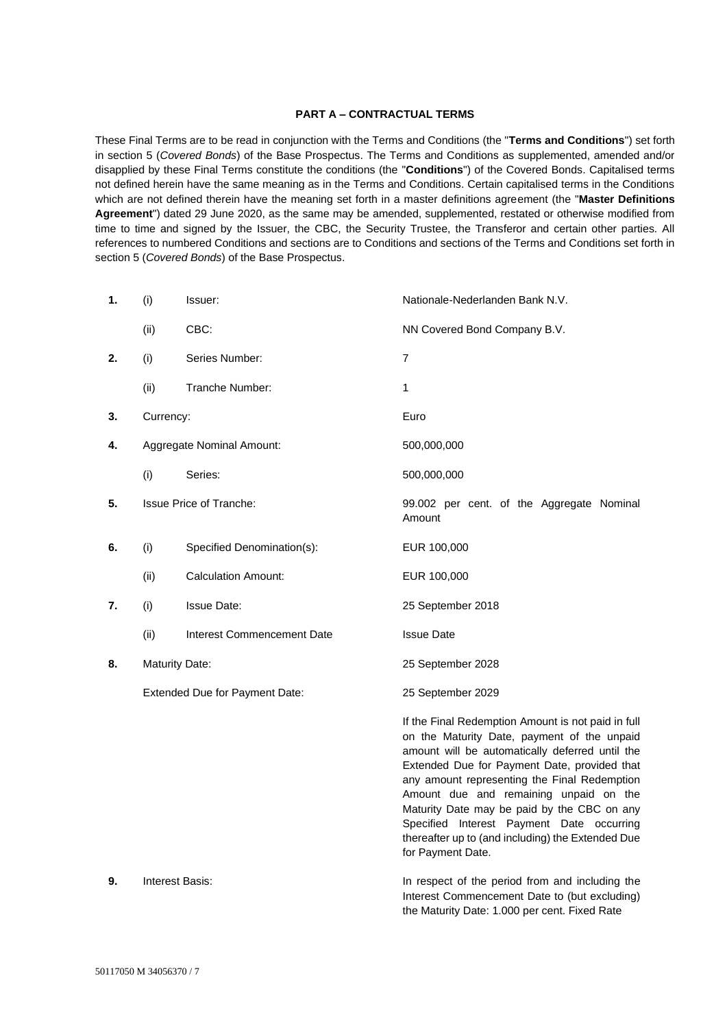## PART A – CONTRACTUAL TERMS

These Final Terms are to be read in conjunction with the Terms and Conditions (the "**Terms and Conditions**") set forth in section 5 (*Covered Bonds*) of the Base Prospectus. The Terms and Conditions as supplemented, amended and/or disapplied by these Final Terms constitute the conditions (the "**Conditions**") of the Covered Bonds. Capitalised terms not defined herein have the same meaning as in the Terms and Conditions. Certain capitalised terms in the Conditions which are not defined therein have the meaning set forth in a master definitions agreement (the "**Master Definitions Agreement**") dated 29 June 2020, as the same may be amended, supplemented, restated or otherwise modified from time to time and signed by the Issuer, the CBC, the Security Trustee, the Transferor and certain other parties. All references to numbered Conditions and sections are to Conditions and sections of the Terms and Conditions set forth in section 5 (*Covered Bonds*) of the Base Prospectus.

| | | | |
|---|---|---|---|
| **1.** | (i) | Issuer: | Nationale-Nederlanden Bank N.V. |
| | (ii) | CBC: | NN Covered Bond Company B.V. |
| **2.** | (i) | Series Number: | 7 |
| | (ii) | Tranche Number: | 1 |
| **3.** | Currency: | | Euro |
| **4.** | Aggregate Nominal Amount: | | 500,000,000 |
| | (i) | Series: | 500,000,000 |
| **5.** | Issue Price of Tranche: | | 99.002 per cent. of the Aggregate Nominal Amount |
| **6.** | (i) | Specified Denomination(s): | EUR 100,000 |
| | (ii) | Calculation Amount: | EUR 100,000 |
| **7.** | (i) | Issue Date: | 25 September 2018 |
| | (ii) | Interest Commencement Date | Issue Date |
| **8.** | Maturity Date: | | 25 September 2028 |
| | Extended Due for Payment Date: | | 25 September 2029<br><br>If the Final Redemption Amount is not paid in full on the Maturity Date, payment of the unpaid amount will be automatically deferred until the Extended Due for Payment Date, provided that any amount representing the Final Redemption Amount due and remaining unpaid on the Maturity Date may be paid by the CBC on any Specified Interest Payment Date occurring thereafter up to (and including) the Extended Due for Payment Date. |
| **9.** | Interest Basis: | | In respect of the period from and including the Interest Commencement Date to (but excluding) the Maturity Date: 1.000 per cent. Fixed Rate |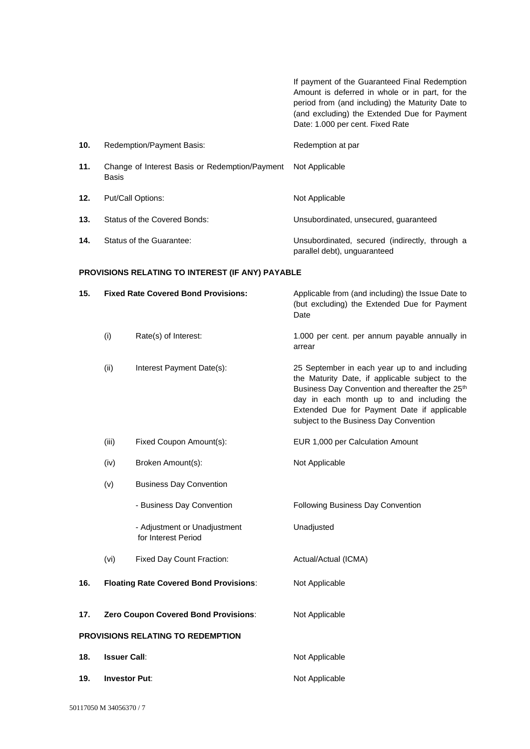| | | | |
|---|---|---|---|
| | | | If payment of the Guaranteed Final Redemption Amount is deferred in whole or in part, for the period from (and including) the Maturity Date to (and excluding) the Extended Due for Payment Date: 1.000 per cent. Fixed Rate |
| **10.** | Redemption/Payment Basis: | | Redemption at par |
| **11.** | Change of Interest Basis or Redemption/Payment Basis | | Not Applicable |
| **12.** | Put/Call Options: | | Not Applicable |
| **13.** | Status of the Covered Bonds: | | Unsubordinated, unsecured, guaranteed |
| **14.** | Status of the Guarantee: | | Unsubordinated, secured (indirectly, through a parallel debt), unguaranteed |

**PROVISIONS RELATING TO INTEREST (IF ANY) PAYABLE**

| | | | |
|---|---|---|---|
| **15.** | **Fixed Rate Covered Bond Provisions:** | | Applicable from (and including) the Issue Date to (but excluding) the Extended Due for Payment Date |
| | (i) | Rate(s) of Interest: | 1.000 per cent. per annum payable annually in arrear |
| | (ii) | Interest Payment Date(s): | 25 September in each year up to and including the Maturity Date, if applicable subject to the Business Day Convention and thereafter the 25th day in each month up to and including the Extended Due for Payment Date if applicable subject to the Business Day Convention |
| | (iii) | Fixed Coupon Amount(s): | EUR 1,000 per Calculation Amount |
| | (iv) | Broken Amount(s): | Not Applicable |
| | (v) | Business Day Convention | |
| | | - Business Day Convention | Following Business Day Convention |
| | | - Adjustment or Unadjustment for Interest Period | Unadjusted |
| | (vi) | Fixed Day Count Fraction: | Actual/Actual (ICMA) |
| **16.** | **Floating Rate Covered Bond Provisions**: | | Not Applicable |
| **17.** | **Zero Coupon Covered Bond Provisions**: | | Not Applicable |

**PROVISIONS RELATING TO REDEMPTION**

| | | |
|---|---|---|
| **18.** | **Issuer Call**: | Not Applicable |
| **19.** | **Investor Put**: | Not Applicable |

50117050 M 34056370 / 7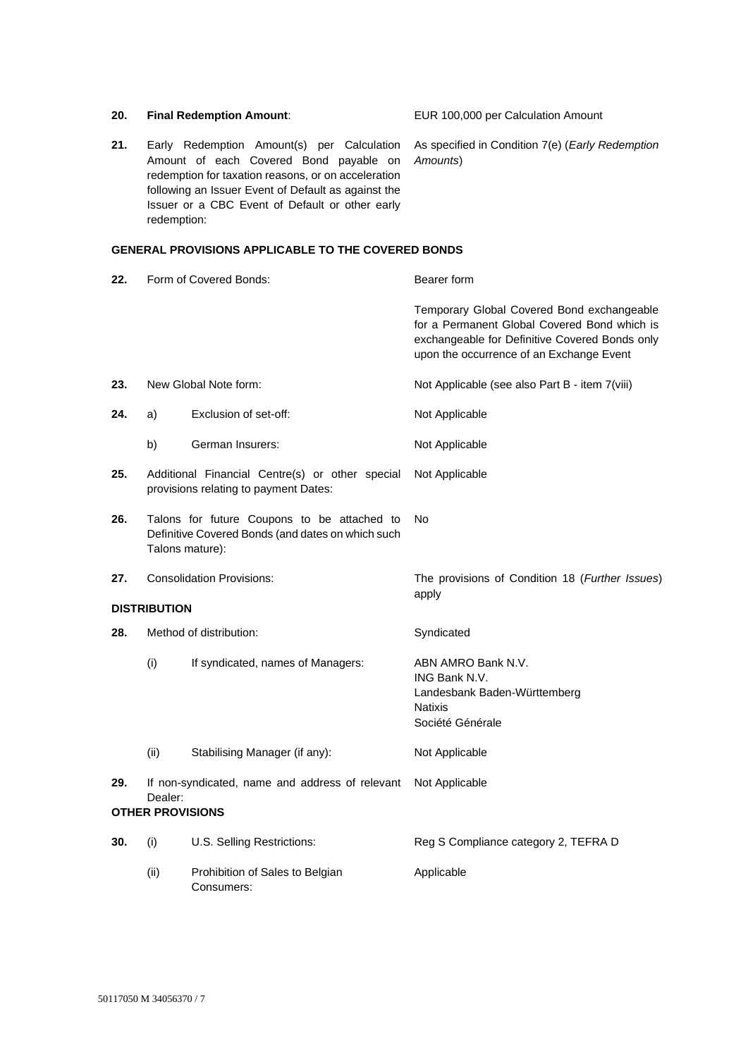| | | | |
|---|---|---|---|
| **20.** | **Final Redemption Amount**: | | EUR 100,000 per Calculation Amount |
| **21.** | Early Redemption Amount(s) per Calculation Amount of each Covered Bond payable on redemption for taxation reasons, or on acceleration following an Issuer Event of Default as against the Issuer or a CBC Event of Default or other early redemption: | | As specified in Condition 7(e) (*Early Redemption Amounts*) |

**GENERAL PROVISIONS APPLICABLE TO THE COVERED BONDS**

| | | | |
|---|---|---|---|
| **22.** | Form of Covered Bonds: | | Bearer form<br><br>Temporary Global Covered Bond exchangeable for a Permanent Global Covered Bond which is exchangeable for Definitive Covered Bonds only upon the occurrence of an Exchange Event |
| **23.** | New Global Note form: | | Not Applicable (see also Part B - item 7(viii) |
| **24.** | a) | Exclusion of set-off: | Not Applicable |
| | b) | German Insurers: | Not Applicable |
| **25.** | Additional Financial Centre(s) or other special provisions relating to payment Dates: | | Not Applicable |
| **26.** | Talons for future Coupons to be attached to Definitive Covered Bonds (and dates on which such Talons mature): | | No |
| **27.** | Consolidation Provisions: | | The provisions of Condition 18 (*Further Issues*) apply |

**DISTRIBUTION**

| | | | |
|---|---|---|---|
| **28.** | Method of distribution: | | Syndicated |
| | (i) | If syndicated, names of Managers: | ABN AMRO Bank N.V.<br>ING Bank N.V.<br>Landesbank Baden-Württemberg<br>Natixis<br>Société Générale |
| | (ii) | Stabilising Manager (if any): | Not Applicable |
| **29.** | If non-syndicated, name and address of relevant Dealer: | | Not Applicable |

**OTHER PROVISIONS**

| | | | |
|---|---|---|---|
| **30.** | (i) | U.S. Selling Restrictions: | Reg S Compliance category 2, TEFRA D |
| | (ii) | Prohibition of Sales to Belgian Consumers: | Applicable |

50117050 M 34056370 / 7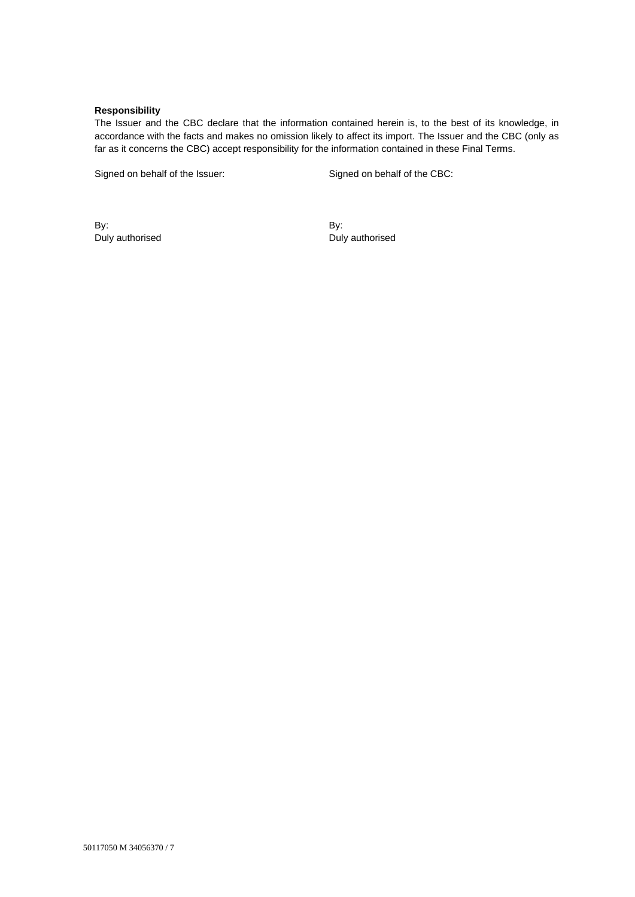**Responsibility**

The Issuer and the CBC declare that the information contained herein is, to the best of its knowledge, in accordance with the facts and makes no omission likely to affect its import. The Issuer and the CBC (only as far as it concerns the CBC) accept responsibility for the information contained in these Final Terms.

| Signed on behalf of the Issuer: | Signed on behalf of the CBC: |
|---|---|
| By: | By: |
| Duly authorised | Duly authorised |

50117050 M 34056370 / 7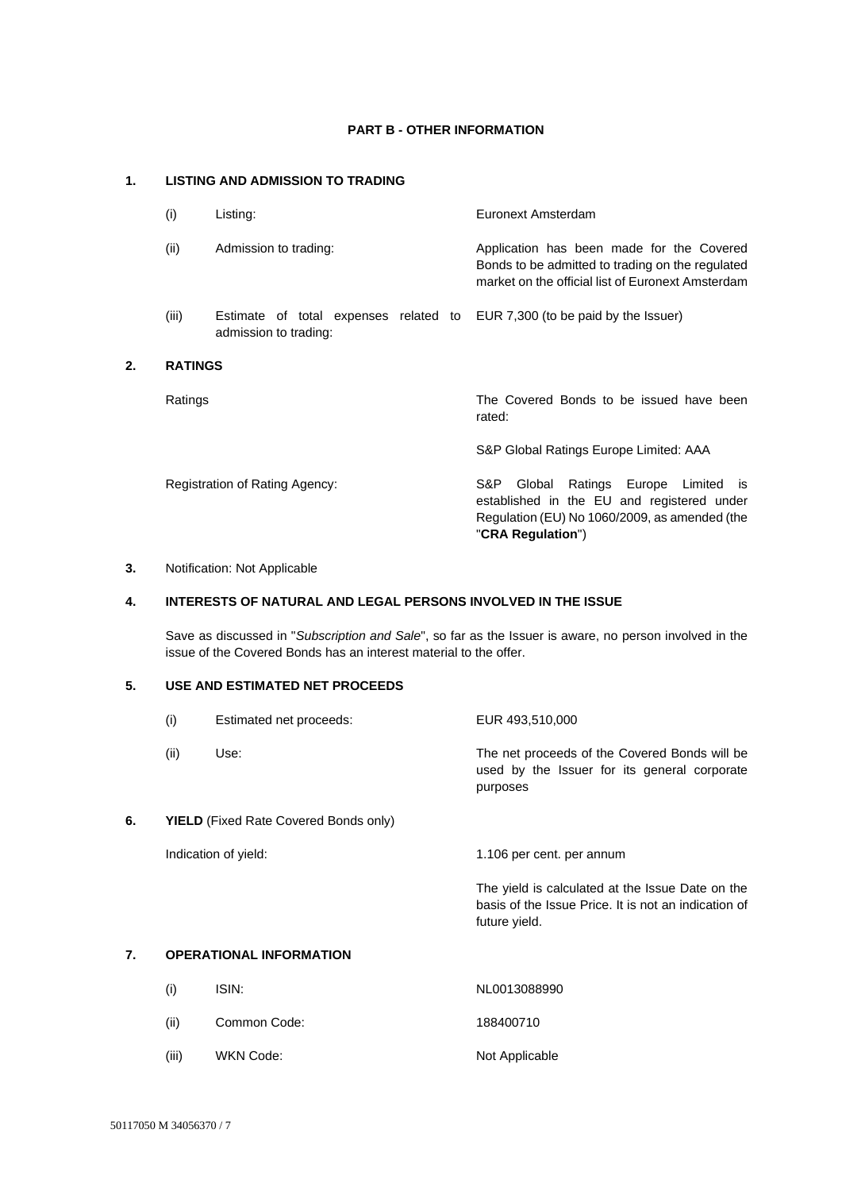## PART B - OTHER INFORMATION

### 1. LISTING AND ADMISSION TO TRADING

| | | |
|---|---|---|
| (i) | Listing: | Euronext Amsterdam |
| (ii) | Admission to trading: | Application has been made for the Covered Bonds to be admitted to trading on the regulated market on the official list of Euronext Amsterdam |
| (iii) | Estimate of total expenses related to admission to trading: | EUR 7,300 (to be paid by the Issuer) |

### 2. RATINGS

| | |
|---|---|
| Ratings | The Covered Bonds to be issued have been rated:<br><br>S&P Global Ratings Europe Limited: AAA |
| Registration of Rating Agency: | S&P Global Ratings Europe Limited is established in the EU and registered under Regulation (EU) No 1060/2009, as amended (the "**CRA Regulation**") |

### 3. Notification: Not Applicable

### 4. INTERESTS OF NATURAL AND LEGAL PERSONS INVOLVED IN THE ISSUE

Save as discussed in "*Subscription and Sale*", so far as the Issuer is aware, no person involved in the issue of the Covered Bonds has an interest material to the offer.

### 5. USE AND ESTIMATED NET PROCEEDS

| | | |
|---|---|---|
| (i) | Estimated net proceeds: | EUR 493,510,000 |
| (ii) | Use: | The net proceeds of the Covered Bonds will be used by the Issuer for its general corporate purposes |

### 6. YIELD (Fixed Rate Covered Bonds only)

| | |
|---|---|
| Indication of yield: | 1.106 per cent. per annum<br><br>The yield is calculated at the Issue Date on the basis of the Issue Price. It is not an indication of future yield. |

### 7. OPERATIONAL INFORMATION

| | | |
|---|---|---|
| (i) | ISIN: | NL0013088990 |
| (ii) | Common Code: | 188400710 |
| (iii) | WKN Code: | Not Applicable |

50117050 M 34056370 / 7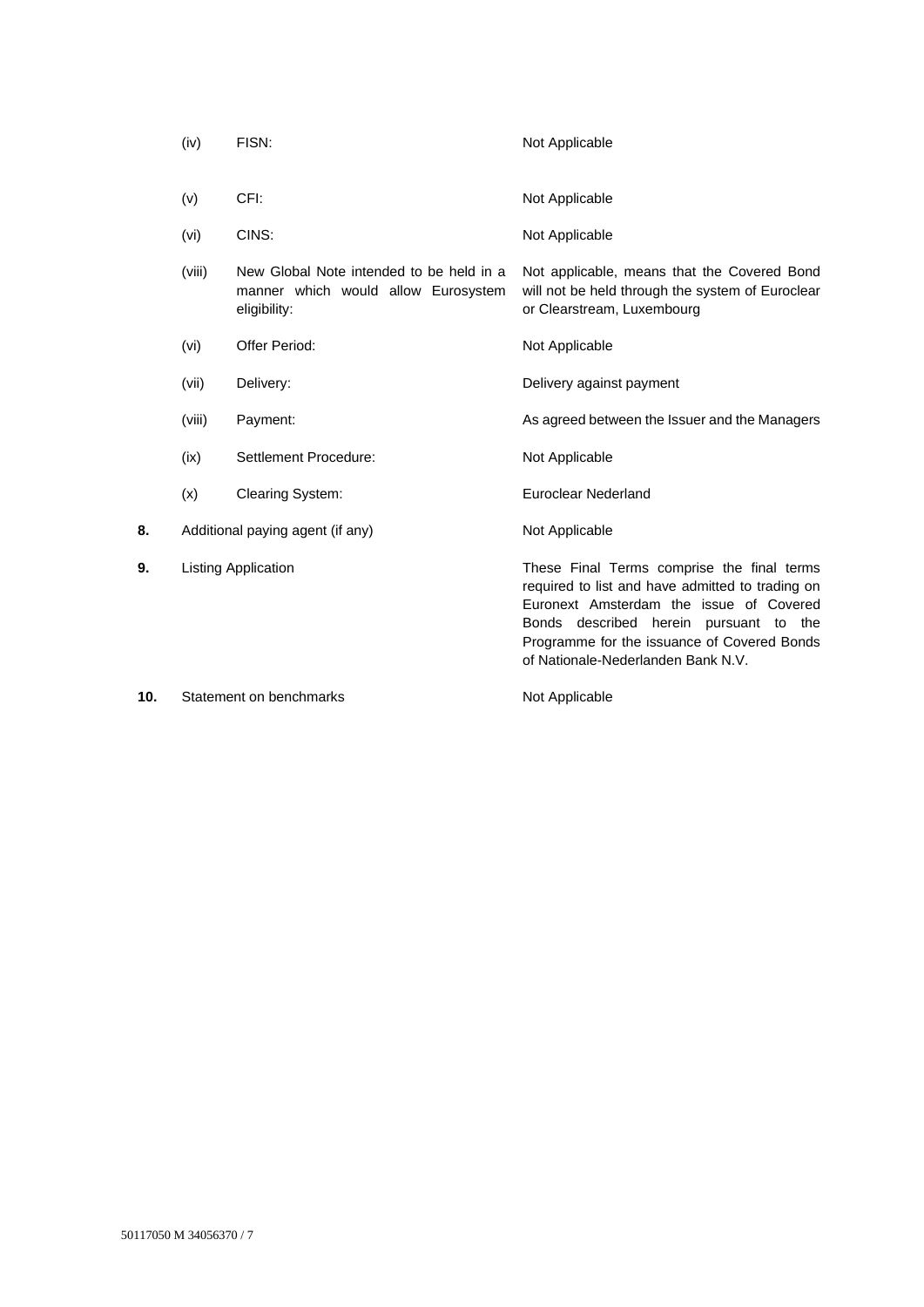| | | | |
|---|---|---|---|
| | (iv) | FISN: | Not Applicable |
| | (v) | CFI: | Not Applicable |
| | (vi) | CINS: | Not Applicable |
| | (viii) | New Global Note intended to be held in a manner which would allow Eurosystem eligibility: | Not applicable, means that the Covered Bond will not be held through the system of Euroclear or Clearstream, Luxembourg |
| | (vi) | Offer Period: | Not Applicable |
| | (vii) | Delivery: | Delivery against payment |
| | (viii) | Payment: | As agreed between the Issuer and the Managers |
| | (ix) | Settlement Procedure: | Not Applicable |
| | (x) | Clearing System: | Euroclear Nederland |
| **8.** | Additional paying agent (if any) | | Not Applicable |
| **9.** | Listing Application | | These Final Terms comprise the final terms required to list and have admitted to trading on Euronext Amsterdam the issue of Covered Bonds described herein pursuant to the Programme for the issuance of Covered Bonds of Nationale-Nederlanden Bank N.V. |
| **10.** | Statement on benchmarks | | Not Applicable |

50117050 M 34056370 / 7